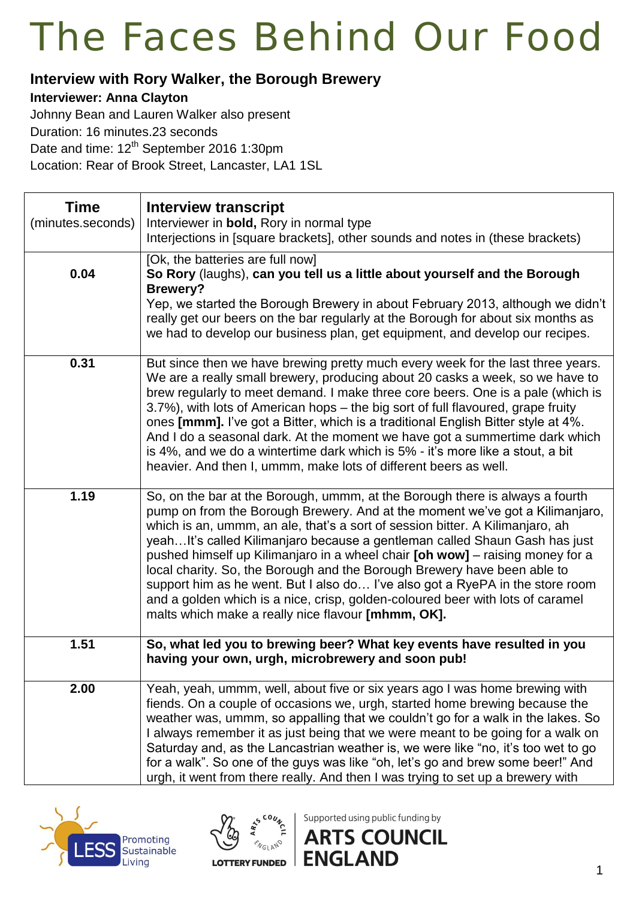# The Faces Behind Our Food

**Interview with Rory Walker, the Borough Brewery**

**Interviewer: Anna Clayton**

Johnny Bean and Lauren Walker also present

Duration: 16 minutes.23 seconds

Date and time: 12th September 2016 1:30pm

Location: Rear of Brook Street, Lancaster, LA1 1SL

| **Time** (minutes.seconds) | **Interview transcript** Interviewer in **bold,** Rory in normal type Interjections in [square brackets], other sounds and notes in (these brackets) |
|---|---|
| **0.04** | [Ok, the batteries are full now] **So Rory** (laughs), **can you tell us a little about yourself and the Borough Brewery?** Yep, we started the Borough Brewery in about February 2013, although we didn't really get our beers on the bar regularly at the Borough for about six months as we had to develop our business plan, get equipment, and develop our recipes. |
| **0.31** | But since then we have brewing pretty much every week for the last three years. We are a really small brewery, producing about 20 casks a week, so we have to brew regularly to meet demand. I make three core beers. One is a pale (which is 3.7%), with lots of American hops – the big sort of full flavoured, grape fruity ones **[mmm].** I've got a Bitter, which is a traditional English Bitter style at 4%. And I do a seasonal dark. At the moment we have got a summertime dark which is 4%, and we do a wintertime dark which is 5% - it's more like a stout, a bit heavier. And then I, ummm, make lots of different beers as well. |
| **1.19** | So, on the bar at the Borough, ummm, at the Borough there is always a fourth pump on from the Borough Brewery. And at the moment we've got a Kilimanjaro, which is an, ummm, an ale, that's a sort of session bitter. A Kilimanjaro, ah yeah…It's called Kilimanjaro because a gentleman called Shaun Gash has just pushed himself up Kilimanjaro in a wheel chair **[oh wow]** – raising money for a local charity. So, the Borough and the Borough Brewery have been able to support him as he went. But I also do… I've also got a RyePA in the store room and a golden which is a nice, crisp, golden-coloured beer with lots of caramel malts which make a really nice flavour **[mhmm, OK].** |
| **1.51** | **So, what led you to brewing beer? What key events have resulted in you having your own, urgh, microbrewery and soon pub!** |
| **2.00** | Yeah, yeah, ummm, well, about five or six years ago I was home brewing with fiends. On a couple of occasions we, urgh, started home brewing because the weather was, ummm, so appalling that we couldn't go for a walk in the lakes. So I always remember it as just being that we were meant to be going for a walk on Saturday and, as the Lancastrian weather is, we were like "no, it's too wet to go for a walk". So one of the guys was like "oh, let's go and brew some beer!" And urgh, it went from there really. And then I was trying to set up a brewery with |

Promoting Sustainable Living

Supported using public funding by ARTS COUNCIL ENGLAND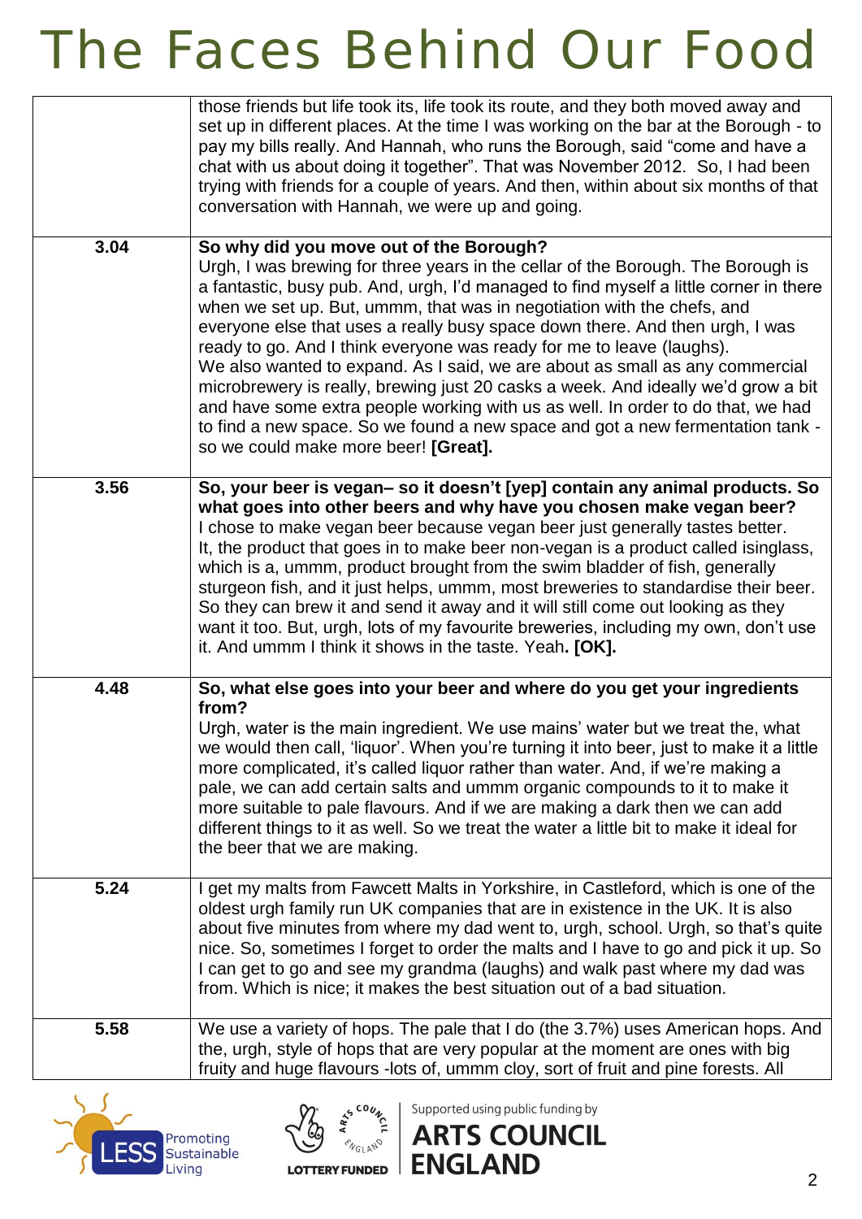| | |
|---|---|
| | those friends but life took its, life took its route, and they both moved away and set up in different places. At the time I was working on the bar at the Borough - to pay my bills really. And Hannah, who runs the Borough, said "come and have a chat with us about doing it together". That was November 2012. So, I had been trying with friends for a couple of years. And then, within about six months of that conversation with Hannah, we were up and going. |
| 3.04 | **So why did you move out of the Borough?** Urgh, I was brewing for three years in the cellar of the Borough. The Borough is a fantastic, busy pub. And, urgh, I'd managed to find myself a little corner in there when we set up. But, ummm, that was in negotiation with the chefs, and everyone else that uses a really busy space down there. And then urgh, I was ready to go. And I think everyone was ready for me to leave (laughs). We also wanted to expand. As I said, we are about as small as any commercial microbrewery is really, brewing just 20 casks a week. And ideally we'd grow a bit and have some extra people working with us as well. In order to do that, we had to find a new space. So we found a new space and got a new fermentation tank - so we could make more beer! **[Great].** |
| 3.56 | **So, your beer is vegan– so it doesn't [yep] contain any animal products. So what goes into other beers and why have you chosen make vegan beer?** I chose to make vegan beer because vegan beer just generally tastes better. It, the product that goes in to make beer non-vegan is a product called isinglass, which is a, ummm, product brought from the swim bladder of fish, generally sturgeon fish, and it just helps, ummm, most breweries to standardise their beer. So they can brew it and send it away and it will still come out looking as they want it too. But, urgh, lots of my favourite breweries, including my own, don't use it. And ummm I think it shows in the taste. Yeah**. [OK].** |
| 4.48 | **So, what else goes into your beer and where do you get your ingredients from?** Urgh, water is the main ingredient. We use mains' water but we treat the, what we would then call, 'liquor'. When you're turning it into beer, just to make it a little more complicated, it's called liquor rather than water. And, if we're making a pale, we can add certain salts and ummm organic compounds to it to make it more suitable to pale flavours. And if we are making a dark then we can add different things to it as well. So we treat the water a little bit to make it ideal for the beer that we are making. |
| 5.24 | I get my malts from Fawcett Malts in Yorkshire, in Castleford, which is one of the oldest urgh family run UK companies that are in existence in the UK. It is also about five minutes from where my dad went to, urgh, school. Urgh, so that's quite nice. So, sometimes I forget to order the malts and I have to go and pick it up. So I can get to go and see my grandma (laughs) and walk past where my dad was from. Which is nice; it makes the best situation out of a bad situation. |
| 5.58 | We use a variety of hops. The pale that I do (the 3.7%) uses American hops. And the, urgh, style of hops that are very popular at the moment are ones with big fruity and huge flavours -lots of, ummm cloy, sort of fruit and pine forests. All |

Promoting Sustainable Living

Supported using public funding by ARTS COUNCIL ENGLAND

LOTTERY FUNDED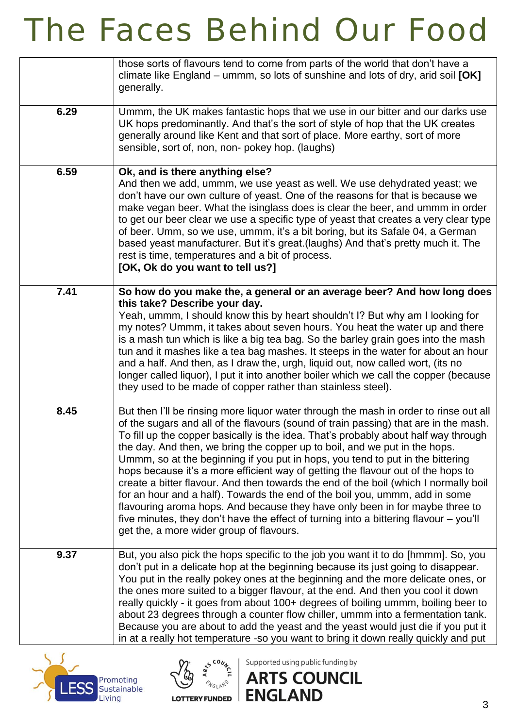| | |
|---|---|
| | those sorts of flavours tend to come from parts of the world that don't have a climate like England – ummm, so lots of sunshine and lots of dry, arid soil **[OK]** generally. |
| 6.29 | Ummm, the UK makes fantastic hops that we use in our bitter and our darks use UK hops predominantly. And that's the sort of style of hop that the UK creates generally around like Kent and that sort of place. More earthy, sort of more sensible, sort of, non, non- pokey hop. (laughs) |
| 6.59 | **Ok, and is there anything else?**<br>And then we add, ummm, we use yeast as well. We use dehydrated yeast; we don't have our own culture of yeast. One of the reasons for that is because we make vegan beer. What the isinglass does is clear the beer, and ummm in order to get our beer clear we use a specific type of yeast that creates a very clear type of beer. Umm, so we use, ummm, it's a bit boring, but its Safale 04, a German based yeast manufacturer. But it's great.(laughs) And that's pretty much it. The rest is time, temperatures and a bit of process.<br>**[OK, Ok do you want to tell us?]** |
| 7.41 | **So how do you make the, a general or an average beer? And how long does this take? Describe your day.**<br>Yeah, ummm, I should know this by heart shouldn't I? But why am I looking for my notes? Ummm, it takes about seven hours. You heat the water up and there is a mash tun which is like a big tea bag. So the barley grain goes into the mash tun and it mashes like a tea bag mashes. It steeps in the water for about an hour and a half. And then, as I draw the, urgh, liquid out, now called wort, (its no longer called liquor), I put it into another boiler which we call the copper (because they used to be made of copper rather than stainless steel). |
| 8.45 | But then I'll be rinsing more liquor water through the mash in order to rinse out all of the sugars and all of the flavours (sound of train passing) that are in the mash. To fill up the copper basically is the idea. That's probably about half way through the day. And then, we bring the copper up to boil, and we put in the hops. Ummm, so at the beginning if you put in hops, you tend to put in the bittering hops because it's a more efficient way of getting the flavour out of the hops to create a bitter flavour. And then towards the end of the boil (which I normally boil for an hour and a half). Towards the end of the boil you, ummm, add in some flavouring aroma hops. And because they have only been in for maybe three to five minutes, they don't have the effect of turning into a bittering flavour – you'll get the, a more wider group of flavours. |
| 9.37 | But, you also pick the hops specific to the job you want it to do [hmmm]. So, you don't put in a delicate hop at the beginning because its just going to disappear. You put in the really pokey ones at the beginning and the more delicate ones, or the ones more suited to a bigger flavour, at the end. And then you cool it down really quickly - it goes from about 100+ degrees of boiling ummm, boiling beer to about 23 degrees through a counter flow chiller, ummm into a fermentation tank. Because you are about to add the yeast and the yeast would just die if you put it in at a really hot temperature -so you want to bring it down really quickly and put |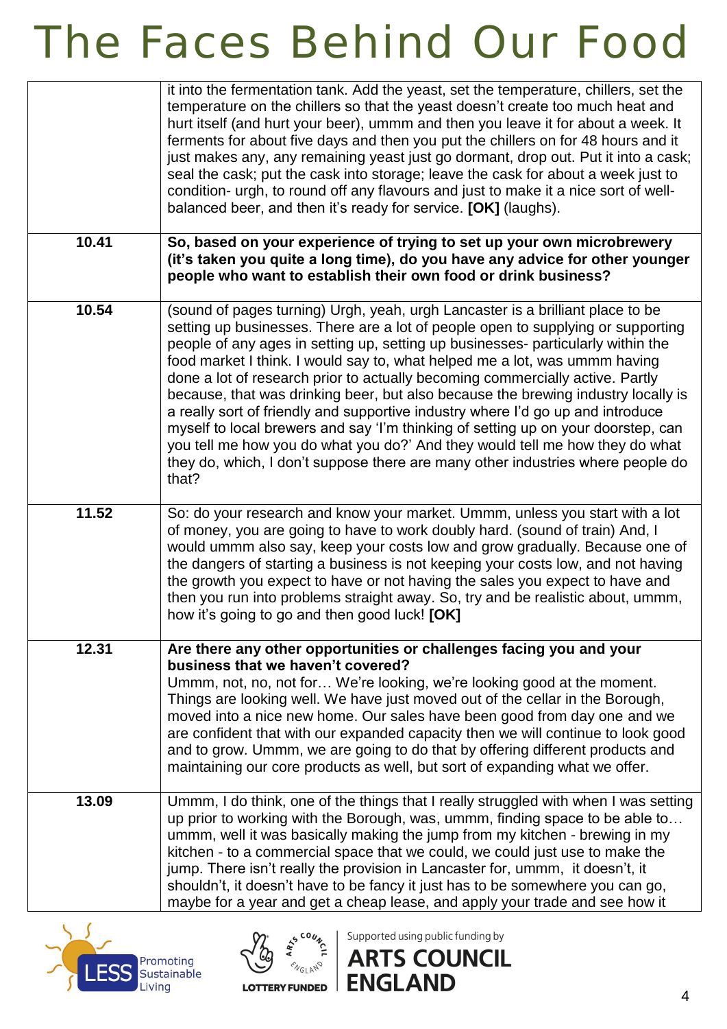| | |
|---|---|
| | it into the fermentation tank. Add the yeast, set the temperature, chillers, set the temperature on the chillers so that the yeast doesn't create too much heat and hurt itself (and hurt your beer), ummm and then you leave it for about a week. It ferments for about five days and then you put the chillers on for 48 hours and it just makes any, any remaining yeast just go dormant, drop out. Put it into a cask; seal the cask; put the cask into storage; leave the cask for about a week just to condition- urgh, to round off any flavours and just to make it a nice sort of well-balanced beer, and then it's ready for service. **[OK]** (laughs). |
| **10.41** | **So, based on your experience of trying to set up your own microbrewery (it's taken you quite a long time), do you have any advice for other younger people who want to establish their own food or drink business?** |
| **10.54** | (sound of pages turning) Urgh, yeah, urgh Lancaster is a brilliant place to be setting up businesses. There are a lot of people open to supplying or supporting people of any ages in setting up, setting up businesses- particularly within the food market I think. I would say to, what helped me a lot, was ummm having done a lot of research prior to actually becoming commercially active. Partly because, that was drinking beer, but also because the brewing industry locally is a really sort of friendly and supportive industry where I'd go up and introduce myself to local brewers and say 'I'm thinking of setting up on your doorstep, can you tell me how you do what you do?' And they would tell me how they do what they do, which, I don't suppose there are many other industries where people do that? |
| **11.52** | So: do your research and know your market. Ummm, unless you start with a lot of money, you are going to have to work doubly hard. (sound of train) And, I would ummm also say, keep your costs low and grow gradually. Because one of the dangers of starting a business is not keeping your costs low, and not having the growth you expect to have or not having the sales you expect to have and then you run into problems straight away. So, try and be realistic about, ummm, how it's going to go and then good luck! **[OK]** |
| **12.31** | **Are there any other opportunities or challenges facing you and your business that we haven't covered?** Ummm, not, no, not for… We're looking, we're looking good at the moment. Things are looking well. We have just moved out of the cellar in the Borough, moved into a nice new home. Our sales have been good from day one and we are confident that with our expanded capacity then we will continue to look good and to grow. Ummm, we are going to do that by offering different products and maintaining our core products as well, but sort of expanding what we offer. |
| **13.09** | Ummm, I do think, one of the things that I really struggled with when I was setting up prior to working with the Borough, was, ummm, finding space to be able to… ummm, well it was basically making the jump from my kitchen - brewing in my kitchen - to a commercial space that we could, we could just use to make the jump. There isn't really the provision in Lancaster for, ummm, it doesn't, it shouldn't, it doesn't have to be fancy it just has to be somewhere you can go, maybe for a year and get a cheap lease, and apply your trade and see how it |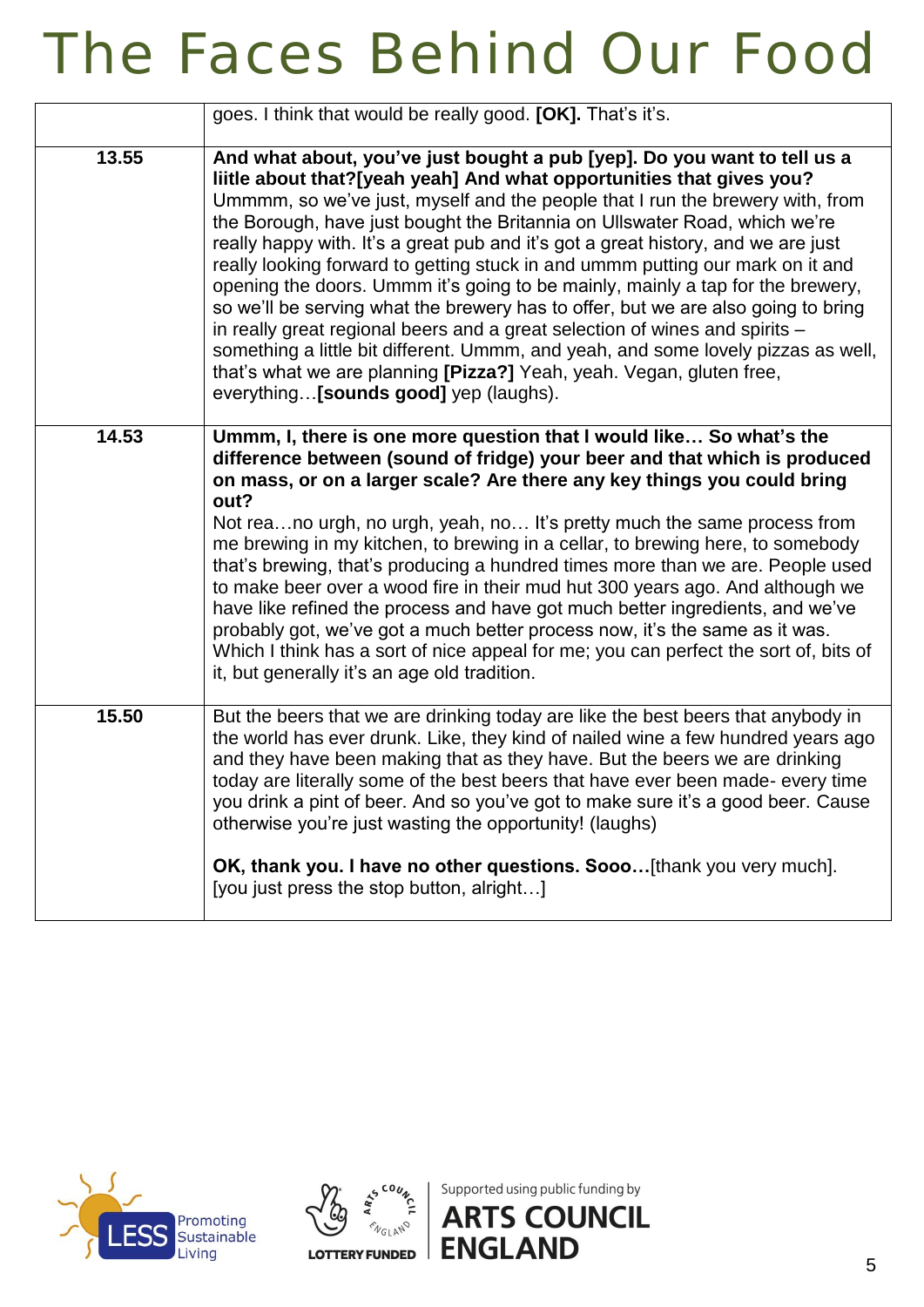| | |
|---|---|
| | goes. I think that would be really good. **[OK].** That's it's. |
| 13.55 | **And what about, you've just bought a pub [yep]. Do you want to tell us a liitle about that?[yeah yeah] And what opportunities that gives you?** Ummmm, so we've just, myself and the people that I run the brewery with, from the Borough, have just bought the Britannia on Ullswater Road, which we're really happy with. It's a great pub and it's got a great history, and we are just really looking forward to getting stuck in and ummm putting our mark on it and opening the doors. Ummm it's going to be mainly, mainly a tap for the brewery, so we'll be serving what the brewery has to offer, but we are also going to bring in really great regional beers and a great selection of wines and spirits – something a little bit different. Ummm, and yeah, and some lovely pizzas as well, that's what we are planning **[Pizza?]** Yeah, yeah. Vegan, gluten free, everything…**[sounds good]** yep (laughs). |
| 14.53 | **Ummm, I, there is one more question that I would like… So what's the difference between (sound of fridge) your beer and that which is produced on mass, or on a larger scale? Are there any key things you could bring out?** Not rea…no urgh, no urgh, yeah, no… It's pretty much the same process from me brewing in my kitchen, to brewing in a cellar, to brewing here, to somebody that's brewing, that's producing a hundred times more than we are. People used to make beer over a wood fire in their mud hut 300 years ago. And although we have like refined the process and have got much better ingredients, and we've probably got, we've got a much better process now, it's the same as it was. Which I think has a sort of nice appeal for me; you can perfect the sort of, bits of it, but generally it's an age old tradition. |
| 15.50 | But the beers that we are drinking today are like the best beers that anybody in the world has ever drunk. Like, they kind of nailed wine a few hundred years ago and they have been making that as they have. But the beers we are drinking today are literally some of the best beers that have ever been made- every time you drink a pint of beer. And so you've got to make sure it's a good beer. Cause otherwise you're just wasting the opportunity! (laughs)<br><br>**OK, thank you. I have no other questions. Sooo…**[thank you very much]. [you just press the stop button, alright…] |

LESS Promoting Sustainable Living

LOTTERY FUNDED | Supported using public funding by ARTS COUNCIL ENGLAND